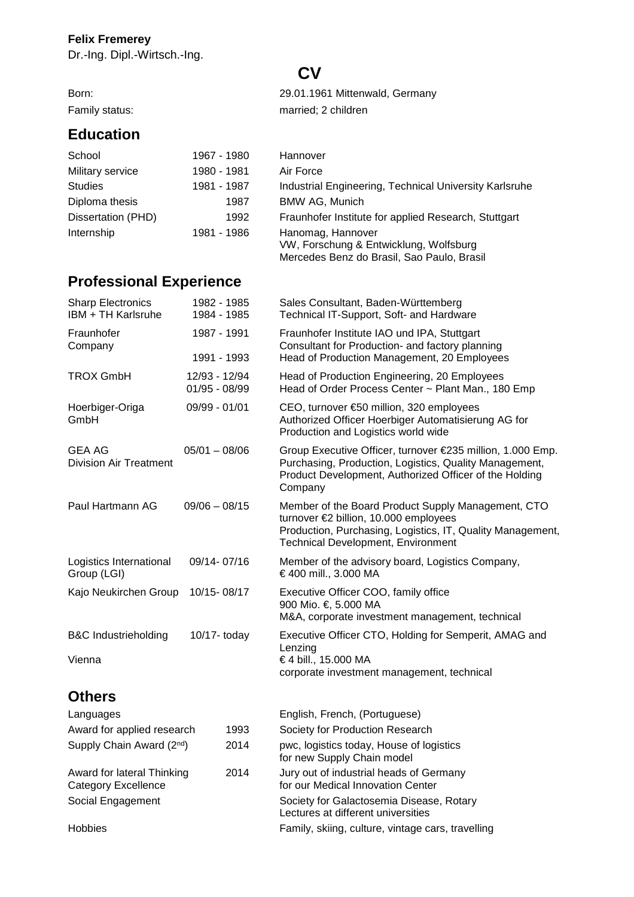**Felix Fremerey**

Dr.-Ing. Dipl.-Wirtsch.-Ing.

# CV

| | |
|---|---|
| Born: | 29.01.1961 Mittenwald, Germany |
| Family status: | married; 2 children |

## Education

| | | |
|---|---|---|
| School | 1967 - 1980 | Hannover |
| Military service | 1980 - 1981 | Air Force |
| Studies | 1981 - 1987 | Industrial Engineering, Technical University Karlsruhe |
| Diploma thesis | 1987 | BMW AG, Munich |
| Dissertation (PHD) | 1992 | Fraunhofer Institute for applied Research, Stuttgart |
| Internship | 1981 - 1986 | Hanomag, Hannover<br>VW, Forschung & Entwicklung, Wolfsburg<br>Mercedes Benz do Brasil, Sao Paulo, Brasil |

## Professional Experience

| | | |
|---|---|---|
| Sharp Electronics<br>IBM + TH Karlsruhe | 1982 - 1985<br>1984 - 1985 | Sales Consultant, Baden-Württemberg<br>Technical IT-Support, Soft- and Hardware |
| Fraunhofer Company | 1987 - 1991<br><br>1991 - 1993 | Fraunhofer Institute IAO und IPA, Stuttgart<br>Consultant for Production- and factory planning<br>Head of Production Management, 20 Employees |
| TROX GmbH | 12/93 - 12/94<br>01/95 - 08/99 | Head of Production Engineering, 20 Employees<br>Head of Order Process Center ~ Plant Man., 180 Emp |
| Hoerbiger-Origa GmbH | 09/99 - 01/01 | CEO, turnover €50 million, 320 employees<br>Authorized Officer Hoerbiger Automatisierung AG for Production and Logistics world wide |
| GEA AG<br>Division Air Treatment | 05/01 – 08/06 | Group Executive Officer, turnover €235 million, 1.000 Emp.<br>Purchasing, Production, Logistics, Quality Management, Product Development, Authorized Officer of the Holding Company |
| Paul Hartmann AG | 09/06 – 08/15 | Member of the Board Product Supply Management, CTO<br>turnover €2 billion, 10.000 employees<br>Production, Purchasing, Logistics, IT, Quality Management, Technical Development, Environment |
| Logistics International Group (LGI) | 09/14- 07/16 | Member of the advisory board, Logistics Company,<br>€ 400 mill., 3.000 MA |
| Kajo Neukirchen Group | 10/15- 08/17 | Executive Officer COO, family office<br>900 Mio. €, 5.000 MA<br>M&A, corporate investment management, technical |
| B&C Industrieholding<br><br>Vienna | 10/17- today | Executive Officer CTO, Holding for Semperit, AMAG and Lenzing<br>€ 4 bill., 15.000 MA<br>corporate investment management, technical |

## Others

| | | |
|---|---|---|
| Languages | | English, French, (Portuguese) |
| Award for applied research | 1993 | Society for Production Research |
| Supply Chain Award (2nd) | 2014 | pwc, logistics today, House of logistics for new Supply Chain model |
| Award for lateral Thinking Category Excellence | 2014 | Jury out of industrial heads of Germany for our Medical Innovation Center |
| Social Engagement | | Society for Galactosemia Disease, Rotary<br>Lectures at different universities |
| Hobbies | | Family, skiing, culture, vintage cars, travelling |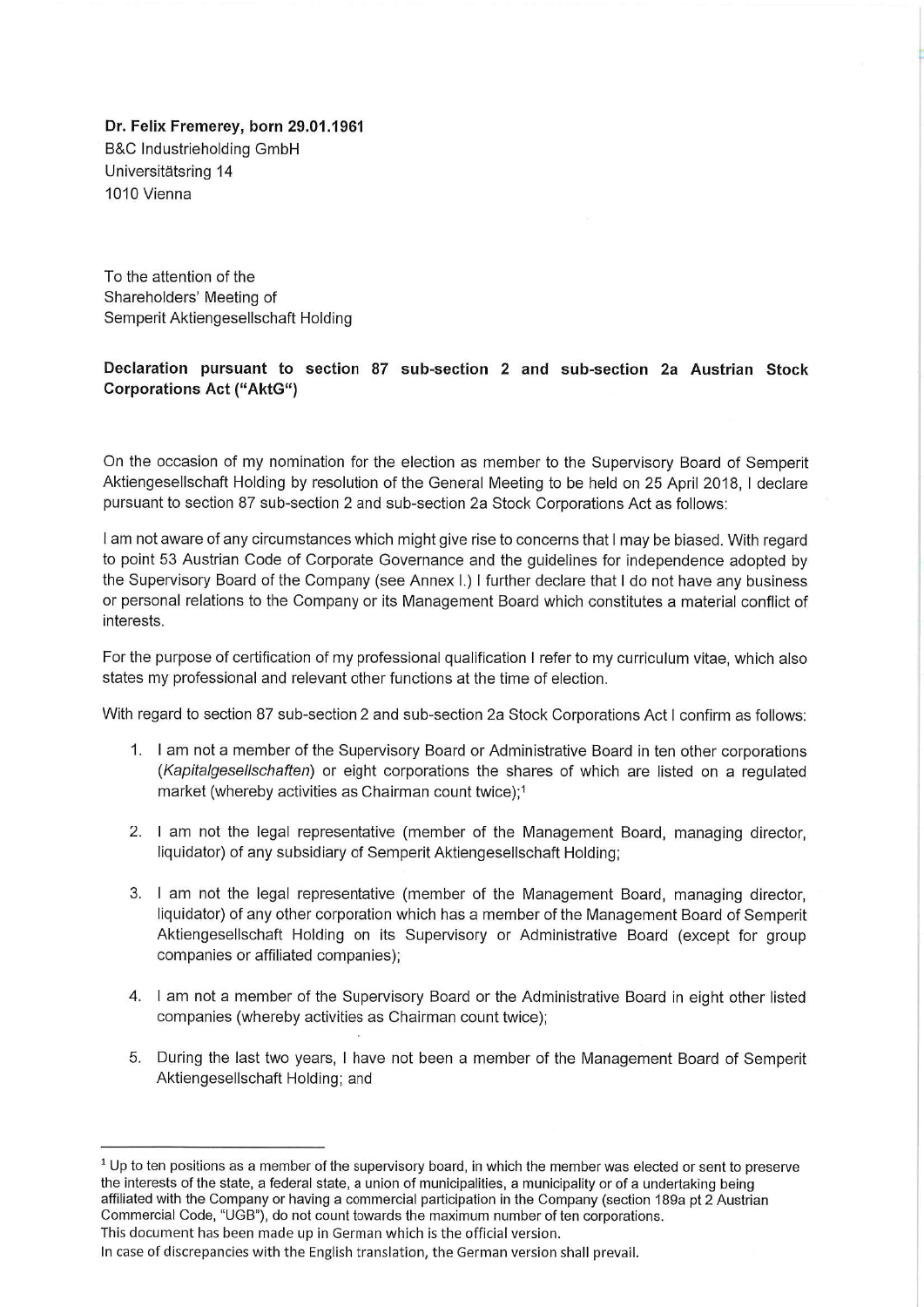**Dr. Felix Fremerey, born 29.01.1961**
B&C Industrieholding GmbH
Universitätsring 14
1010 Vienna

To the attention of the
Shareholders' Meeting of
Semperit Aktiengesellschaft Holding

**Declaration pursuant to section 87 sub-section 2 and sub-section 2a Austrian Stock Corporations Act ("AktG")**

On the occasion of my nomination for the election as member to the Supervisory Board of Semperit Aktiengesellschaft Holding by resolution of the General Meeting to be held on 25 April 2018, I declare pursuant to section 87 sub-section 2 and sub-section 2a Stock Corporations Act as follows:

I am not aware of any circumstances which might give rise to concerns that I may be biased. With regard to point 53 Austrian Code of Corporate Governance and the guidelines for independence adopted by the Supervisory Board of the Company (see Annex I.) I further declare that I do not have any business or personal relations to the Company or its Management Board which constitutes a material conflict of interests.

For the purpose of certification of my professional qualification I refer to my curriculum vitae, which also states my professional and relevant other functions at the time of election.

With regard to section 87 sub-section 2 and sub-section 2a Stock Corporations Act I confirm as follows:

1. I am not a member of the Supervisory Board or Administrative Board in ten other corporations (*Kapitalgesellschaften*) or eight corporations the shares of which are listed on a regulated market (whereby activities as Chairman count twice);[1]

2. I am not the legal representative (member of the Management Board, managing director, liquidator) of any subsidiary of Semperit Aktiengesellschaft Holding;

3. I am not the legal representative (member of the Management Board, managing director, liquidator) of any other corporation which has a member of the Management Board of Semperit Aktiengesellschaft Holding on its Supervisory or Administrative Board (except for group companies or affiliated companies);

4. I am not a member of the Supervisory Board or the Administrative Board in eight other listed companies (whereby activities as Chairman count twice);

5. During the last two years, I have not been a member of the Management Board of Semperit Aktiengesellschaft Holding; and

---

[1] Up to ten positions as a member of the supervisory board, in which the member was elected or sent to preserve the interests of the state, a federal state, a union of municipalities, a municipality or of a undertaking being affiliated with the Company or having a commercial participation in the Company (section 189a pt 2 Austrian Commercial Code, "UGB"), do not count towards the maximum number of ten corporations.

This document has been made up in German which is the official version.

In case of discrepancies with the English translation, the German version shall prevail.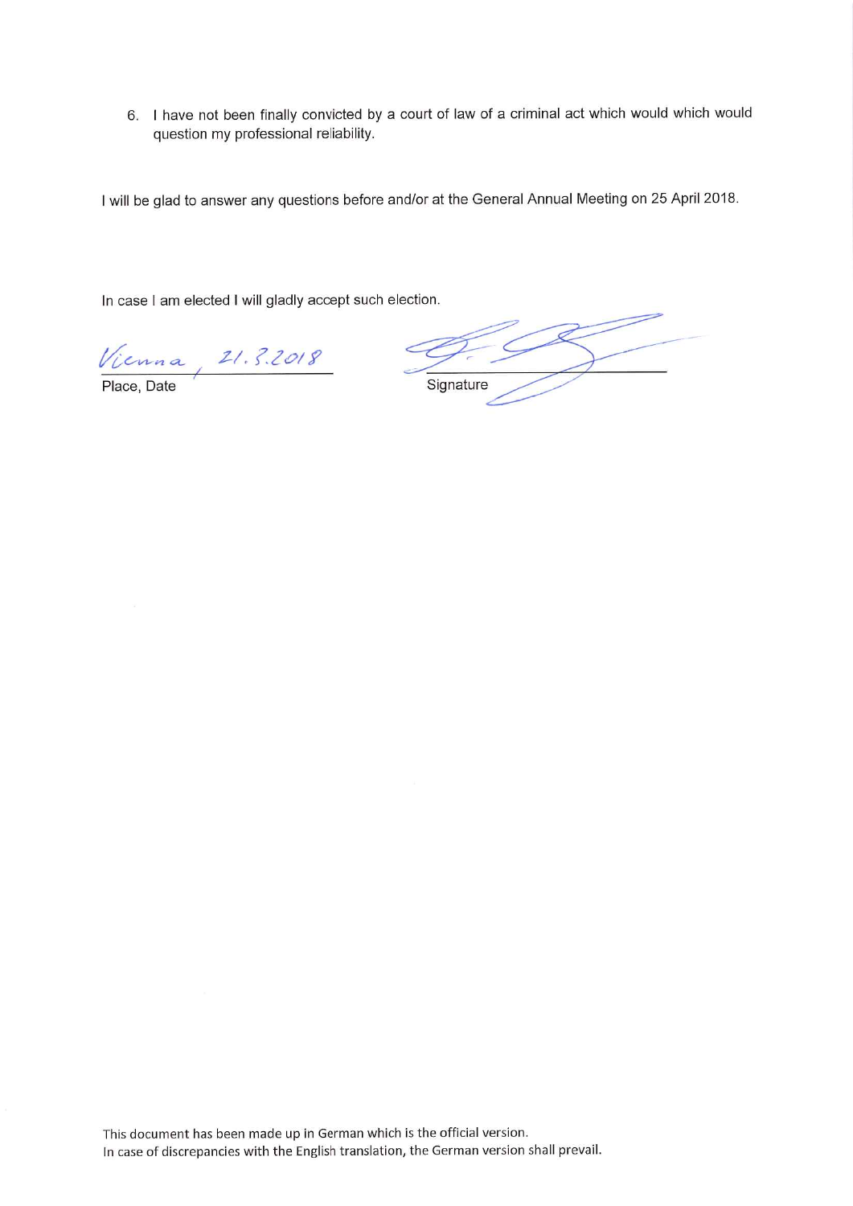6. I have not been finally convicted by a court of law of a criminal act which would which would question my professional reliability.

I will be glad to answer any questions before and/or at the General Annual Meeting on 25 April 2018.

In case I am elected I will gladly accept such election.

Vienna, 21.3.2018

Place, Date

Signature

This document has been made up in German which is the official version.
In case of discrepancies with the English translation, the German version shall prevail.